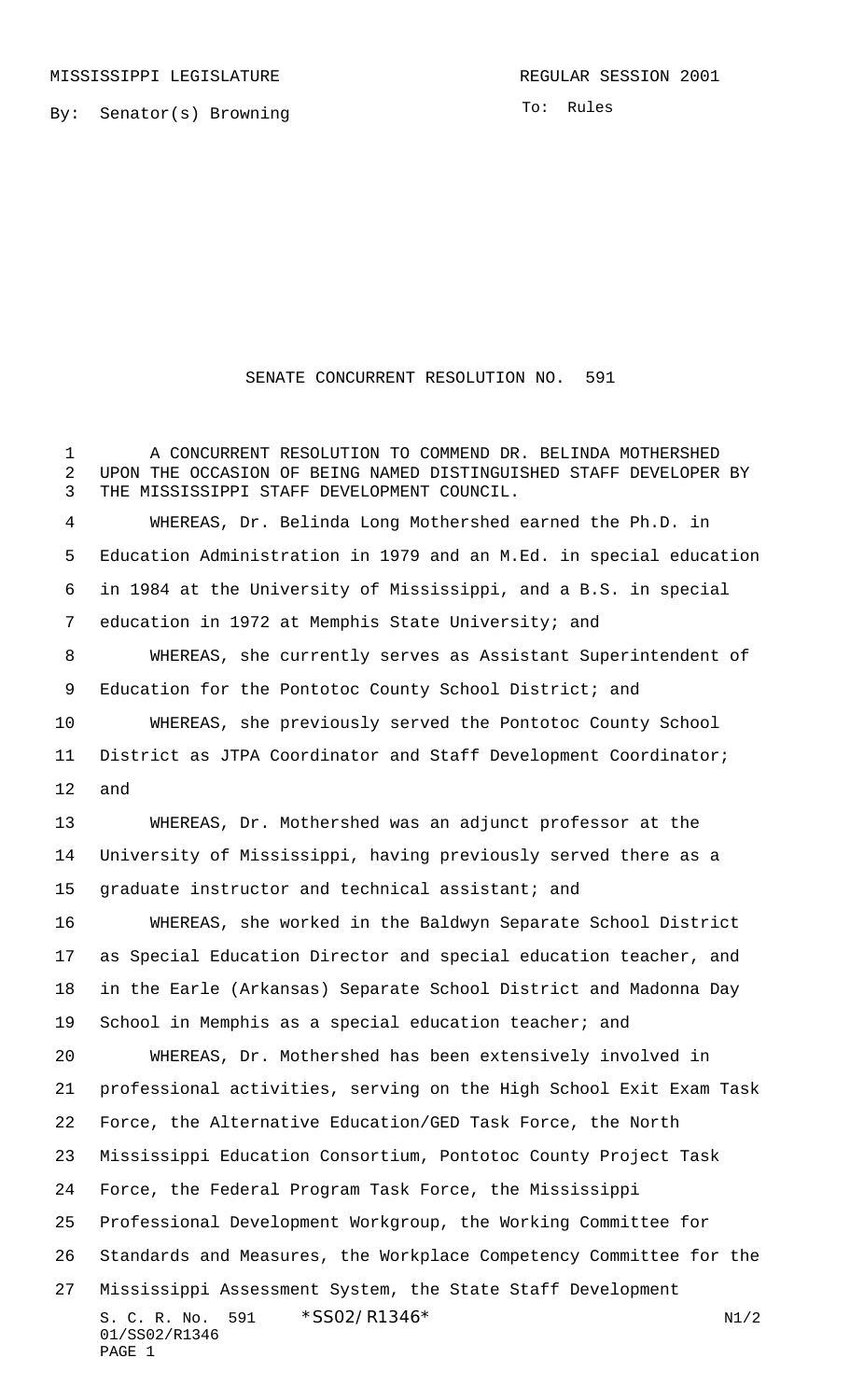MISSISSIPPI LEGISLATURE REGULAR SESSION 2001

By: Senator(s) Browning

To: Rules

# SENATE CONCURRENT RESOLUTION NO. 591

A CONCURRENT RESOLUTION TO COMMEND DR. BELINDA MOTHERSHED UPON THE OCCASION OF BEING NAMED DISTINGUISHED STAFF DEVELOPER BY THE MISSISSIPPI STAFF DEVELOPMENT COUNCIL.

WHEREAS, Dr. Belinda Long Mothershed earned the Ph.D. in Education Administration in 1979 and an M.Ed. in special education in 1984 at the University of Mississippi, and a B.S. in special education in 1972 at Memphis State University; and

WHEREAS, she currently serves as Assistant Superintendent of Education for the Pontotoc County School District; and

WHEREAS, she previously served the Pontotoc County School District as JTPA Coordinator and Staff Development Coordinator; and

WHEREAS, Dr. Mothershed was an adjunct professor at the University of Mississippi, having previously served there as a graduate instructor and technical assistant; and

WHEREAS, she worked in the Baldwyn Separate School District as Special Education Director and special education teacher, and in the Earle (Arkansas) Separate School District and Madonna Day School in Memphis as a special education teacher; and

WHEREAS, Dr. Mothershed has been extensively involved in professional activities, serving on the High School Exit Exam Task Force, the Alternative Education/GED Task Force, the North Mississippi Education Consortium, Pontotoc County Project Task Force, the Federal Program Task Force, the Mississippi Professional Development Workgroup, the Working Committee for Standards and Measures, the Workplace Competency Committee for the Mississippi Assessment System, the State Staff Development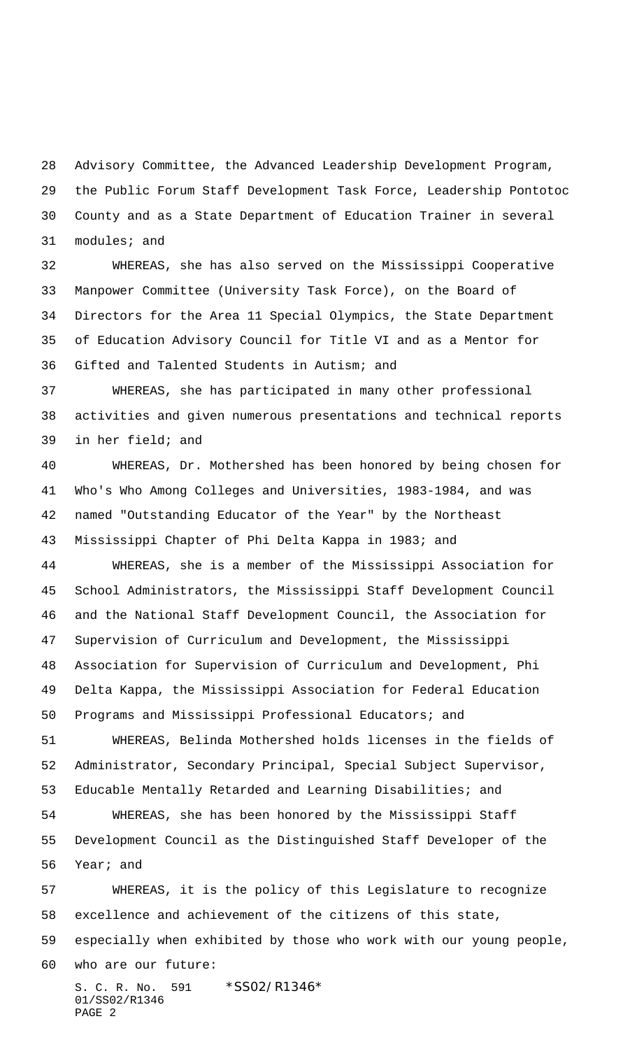Advisory Committee, the Advanced Leadership Development Program, the Public Forum Staff Development Task Force, Leadership Pontotoc County and as a State Department of Education Trainer in several modules; and

WHEREAS, she has also served on the Mississippi Cooperative Manpower Committee (University Task Force), on the Board of Directors for the Area 11 Special Olympics, the State Department of Education Advisory Council for Title VI and as a Mentor for Gifted and Talented Students in Autism; and

WHEREAS, she has participated in many other professional activities and given numerous presentations and technical reports in her field; and

WHEREAS, Dr. Mothershed has been honored by being chosen for Who's Who Among Colleges and Universities, 1983-1984, and was named "Outstanding Educator of the Year" by the Northeast Mississippi Chapter of Phi Delta Kappa in 1983; and

WHEREAS, she is a member of the Mississippi Association for School Administrators, the Mississippi Staff Development Council and the National Staff Development Council, the Association for Supervision of Curriculum and Development, the Mississippi Association for Supervision of Curriculum and Development, Phi Delta Kappa, the Mississippi Association for Federal Education Programs and Mississippi Professional Educators; and

WHEREAS, Belinda Mothershed holds licenses in the fields of Administrator, Secondary Principal, Special Subject Supervisor, Educable Mentally Retarded and Learning Disabilities; and

WHEREAS, she has been honored by the Mississippi Staff Development Council as the Distinguished Staff Developer of the Year; and

WHEREAS, it is the policy of this Legislature to recognize excellence and achievement of the citizens of this state, especially when exhibited by those who work with our young people, who are our future: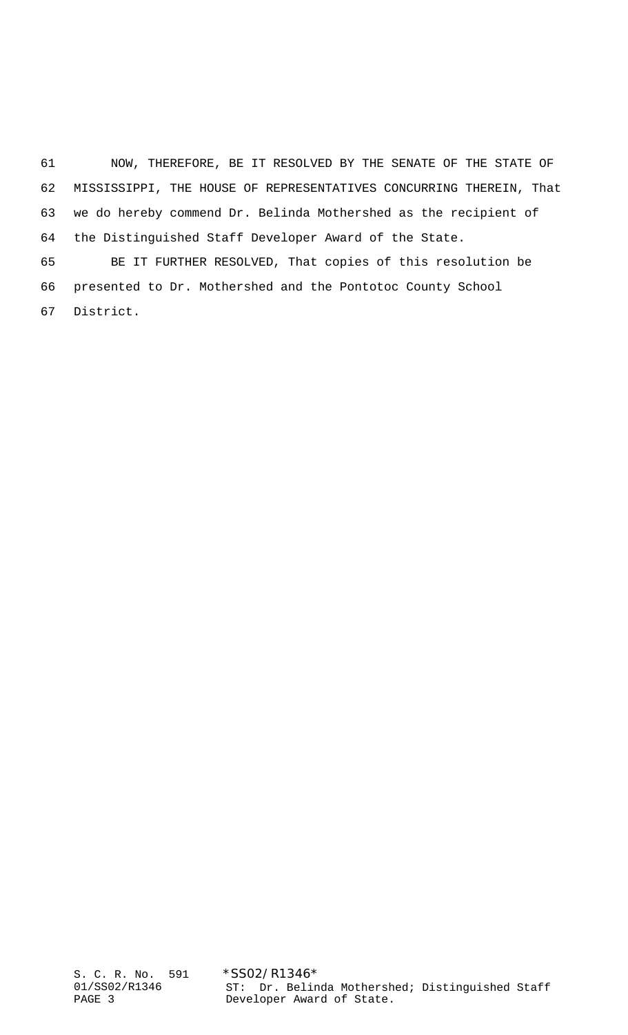NOW, THEREFORE, BE IT RESOLVED BY THE SENATE OF THE STATE OF MISSISSIPPI, THE HOUSE OF REPRESENTATIVES CONCURRING THEREIN, That we do hereby commend Dr. Belinda Mothershed as the recipient of the Distinguished Staff Developer Award of the State.

BE IT FURTHER RESOLVED, That copies of this resolution be presented to Dr. Mothershed and the Pontotoc County School District.